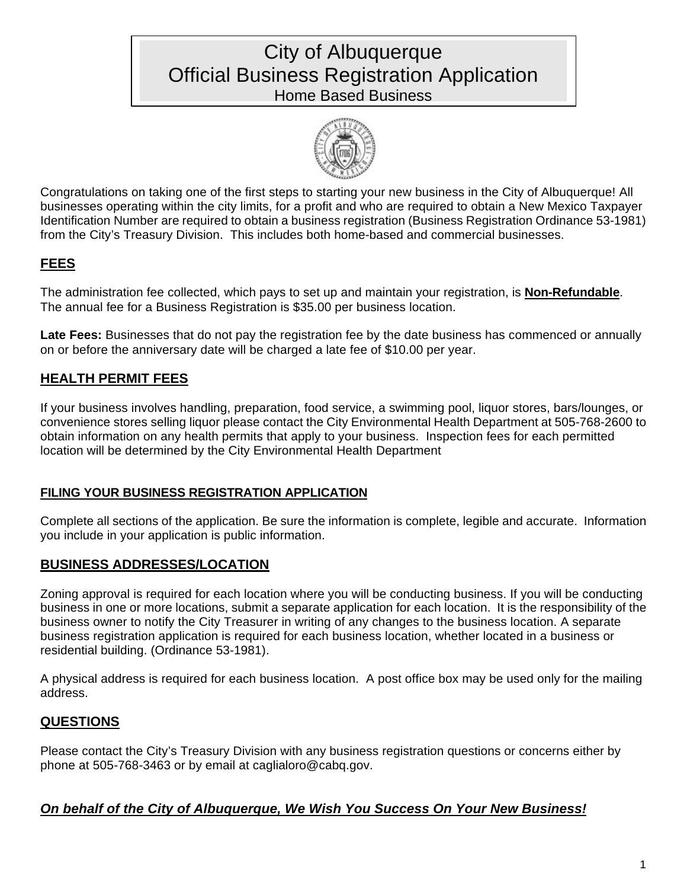# City of Albuquerque
# Official Business Registration Application
## Home Based Business

Congratulations on taking one of the first steps to starting your new business in the City of Albuquerque! All businesses operating within the city limits, for a profit and who are required to obtain a New Mexico Taxpayer Identification Number are required to obtain a business registration (Business Registration Ordinance 53-1981) from the City's Treasury Division. This includes both home-based and commercial businesses.

## FEES

The administration fee collected, which pays to set up and maintain your registration, is **Non-Refundable**. The annual fee for a Business Registration is $35.00 per business location.

**Late Fees:** Businesses that do not pay the registration fee by the date business has commenced or annually on or before the anniversary date will be charged a late fee of $10.00 per year.

## HEALTH PERMIT FEES

If your business involves handling, preparation, food service, a swimming pool, liquor stores, bars/lounges, or convenience stores selling liquor please contact the City Environmental Health Department at 505-768-2600 to obtain information on any health permits that apply to your business. Inspection fees for each permitted location will be determined by the City Environmental Health Department

### FILING YOUR BUSINESS REGISTRATION APPLICATION

Complete all sections of the application. Be sure the information is complete, legible and accurate. Information you include in your application is public information.

## BUSINESS ADDRESSES/LOCATION

Zoning approval is required for each location where you will be conducting business. If you will be conducting business in one or more locations, submit a separate application for each location. It is the responsibility of the business owner to notify the City Treasurer in writing of any changes to the business location. A separate business registration application is required for each business location, whether located in a business or residential building. (Ordinance 53-1981).

A physical address is required for each business location. A post office box may be used only for the mailing address.

## QUESTIONS

Please contact the City's Treasury Division with any business registration questions or concerns either by phone at 505-768-3463 or by email at caglialoro@cabq.gov.

***On behalf of the City of Albuquerque, We Wish You Success On Your New Business!***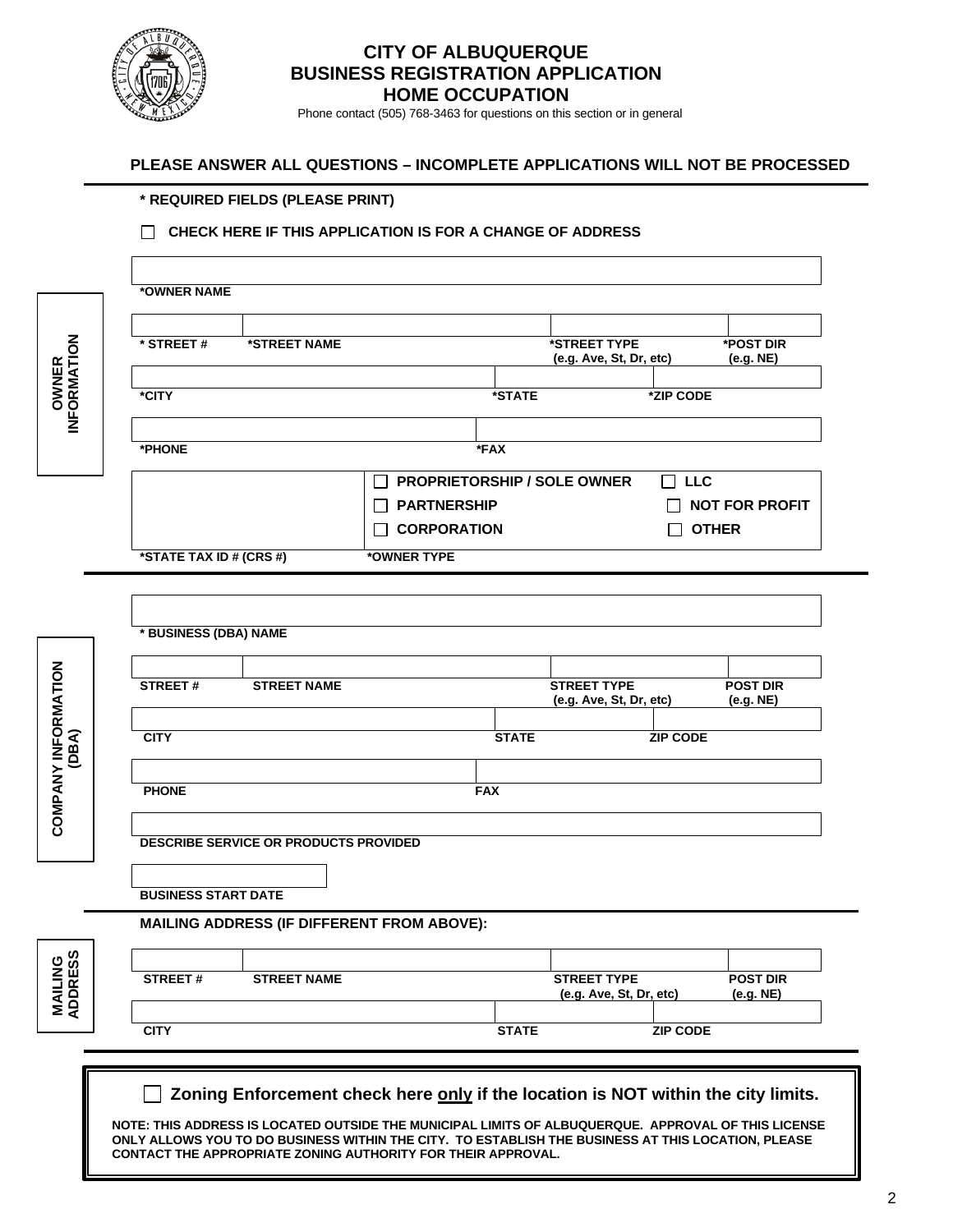# CITY OF ALBUQUERQUE
## BUSINESS REGISTRATION APPLICATION
## HOME OCCUPATION

Phone contact (505) 768-3463 for questions on this section or in general

**PLEASE ANSWER ALL QUESTIONS – INCOMPLETE APPLICATIONS WILL NOT BE PROCESSED**

**\* REQUIRED FIELDS (PLEASE PRINT)**

☐ **CHECK HERE IF THIS APPLICATION IS FOR A CHANGE OF ADDRESS**

### OWNER INFORMATION

**\*OWNER NAME**

| **\* STREET #** | **\*STREET NAME** | **\*STREET TYPE (e.g. Ave, St, Dr, etc)** | **\*POST DIR (e.g. NE)** |
|---|---|---|---|
| | | | |

| **\*CITY** | **\*STATE** | **\*ZIP CODE** |
|---|---|---|
| | | |

| **\*PHONE** | **\*FAX** |
|---|---|
| | |

**\*STATE TAX ID # (CRS #)**

**\*OWNER TYPE**

☐ **PROPRIETORSHIP / SOLE OWNER** ☐ **LLC**
☐ **PARTNERSHIP** ☐ **NOT FOR PROFIT**
☐ **CORPORATION** ☐ **OTHER**

### COMPANY INFORMATION (DBA)

**\* BUSINESS (DBA) NAME**

| **STREET #** | **STREET NAME** | **STREET TYPE (e.g. Ave, St, Dr, etc)** | **POST DIR (e.g. NE)** |
|---|---|---|---|
| | | | |

| **CITY** | **STATE** | **ZIP CODE** |
|---|---|---|
| | | |

| **PHONE** | **FAX** |
|---|---|
| | |

**DESCRIBE SERVICE OR PRODUCTS PROVIDED**

**BUSINESS START DATE**

### MAILING ADDRESS

**MAILING ADDRESS (IF DIFFERENT FROM ABOVE):**

| **STREET #** | **STREET NAME** | **STREET TYPE (e.g. Ave, St, Dr, etc)** | **POST DIR (e.g. NE)** |
|---|---|---|---|
| | | | |

| **CITY** | **STATE** | **ZIP CODE** |
|---|---|---|
| | | |

☐ **Zoning Enforcement check here only if the location is NOT within the city limits.**

**NOTE: THIS ADDRESS IS LOCATED OUTSIDE THE MUNICIPAL LIMITS OF ALBUQUERQUE. APPROVAL OF THIS LICENSE ONLY ALLOWS YOU TO DO BUSINESS WITHIN THE CITY. TO ESTABLISH THE BUSINESS AT THIS LOCATION, PLEASE CONTACT THE APPROPRIATE ZONING AUTHORITY FOR THEIR APPROVAL.**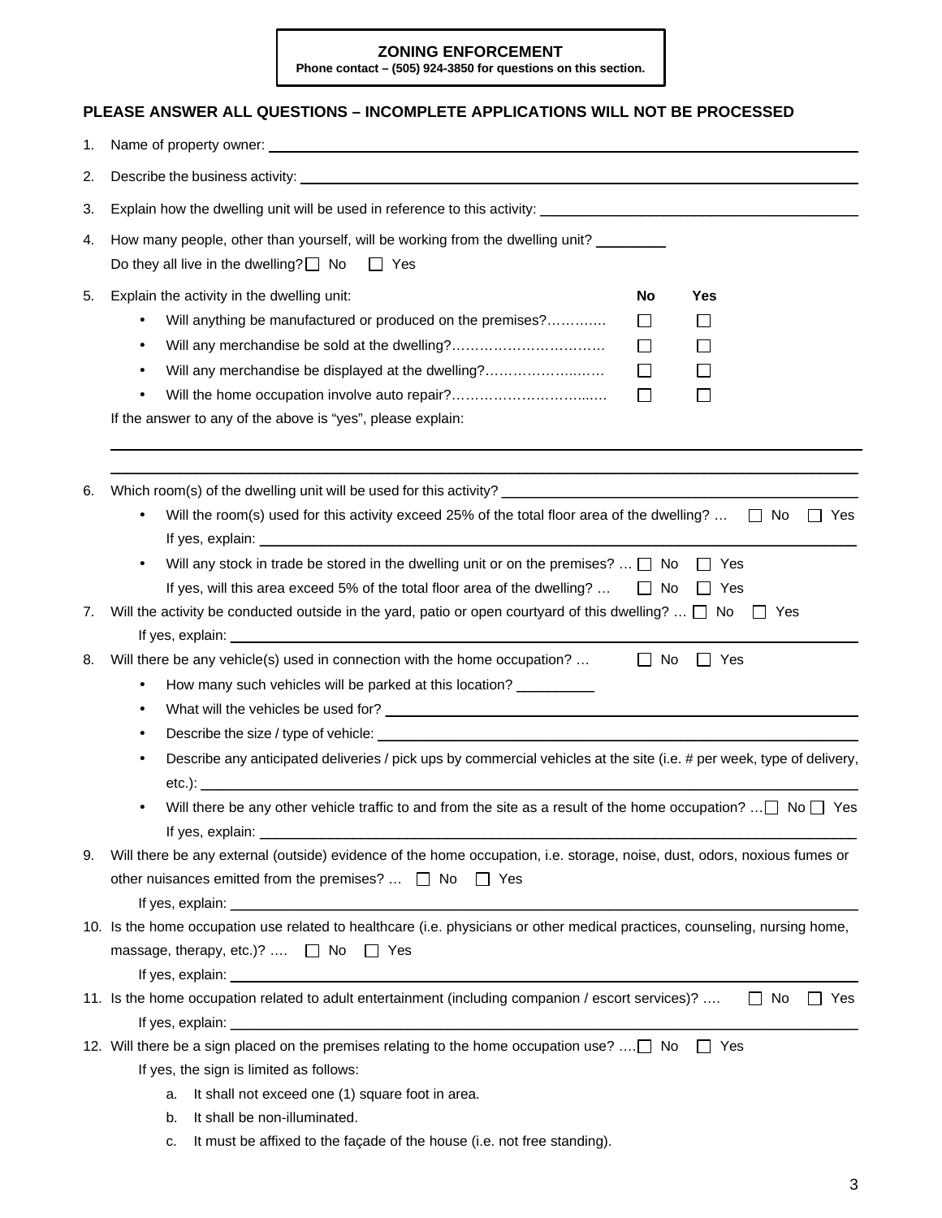**ZONING ENFORCEMENT**
**Phone contact – (505) 924-3850 for questions on this section.**

## PLEASE ANSWER ALL QUESTIONS – INCOMPLETE APPLICATIONS WILL NOT BE PROCESSED

1. Name of property owner: ______________________________

2. Describe the business activity: ______________________________

3. Explain how the dwelling unit will be used in reference to this activity: ______________________________

4. How many people, other than yourself, will be working from the dwelling unit? ________
   Do they all live in the dwelling? ☐ No ☐ Yes

5. Explain the activity in the dwelling unit:

| | No | Yes |
|---|---|---|
| • Will anything be manufactured or produced on the premises?………… | ☐ | ☐ |
| • Will any merchandise be sold at the dwelling?…………………………… | ☐ | ☐ |
| • Will any merchandise be displayed at the dwelling?……………………… | ☐ | ☐ |
| • Will the home occupation involve auto repair?…………………………… | ☐ | ☐ |

   If the answer to any of the above is "yes", please explain:

   ______________________________

   ______________________________

6. Which room(s) of the dwelling unit will be used for this activity? ______________________________
   - Will the room(s) used for this activity exceed 25% of the total floor area of the dwelling? … ☐ No ☐ Yes
     If yes, explain: ______________________________
   - Will any stock in trade be stored in the dwelling unit or on the premises? … ☐ No ☐ Yes
     If yes, will this area exceed 5% of the total floor area of the dwelling? … ☐ No ☐ Yes

7. Will the activity be conducted outside in the yard, patio or open courtyard of this dwelling? … ☐ No ☐ Yes
   If yes, explain: ______________________________

8. Will there be any vehicle(s) used in connection with the home occupation? … ☐ No ☐ Yes
   - How many such vehicles will be parked at this location? __________
   - What will the vehicles be used for? ______________________________
   - Describe the size / type of vehicle: ______________________________
   - Describe any anticipated deliveries / pick ups by commercial vehicles at the site (i.e. # per week, type of delivery, etc.): ______________________________
   - Will there be any other vehicle traffic to and from the site as a result of the home occupation? … ☐ No ☐ Yes
     If yes, explain: ______________________________

9. Will there be any external (outside) evidence of the home occupation, i.e. storage, noise, dust, odors, noxious fumes or other nuisances emitted from the premises? … ☐ No ☐ Yes
   If yes, explain: ______________________________

10. Is the home occupation use related to healthcare (i.e. physicians or other medical practices, counseling, nursing home, massage, therapy, etc.)? …. ☐ No ☐ Yes
    If yes, explain: ______________________________

11. Is the home occupation related to adult entertainment (including companion / escort services)? …. ☐ No ☐ Yes
    If yes, explain: ______________________________

12. Will there be a sign placed on the premises relating to the home occupation use? …. ☐ No ☐ Yes
    If yes, the sign is limited as follows:
    a. It shall not exceed one (1) square foot in area.
    b. It shall be non-illuminated.
    c. It must be affixed to the façade of the house (i.e. not free standing).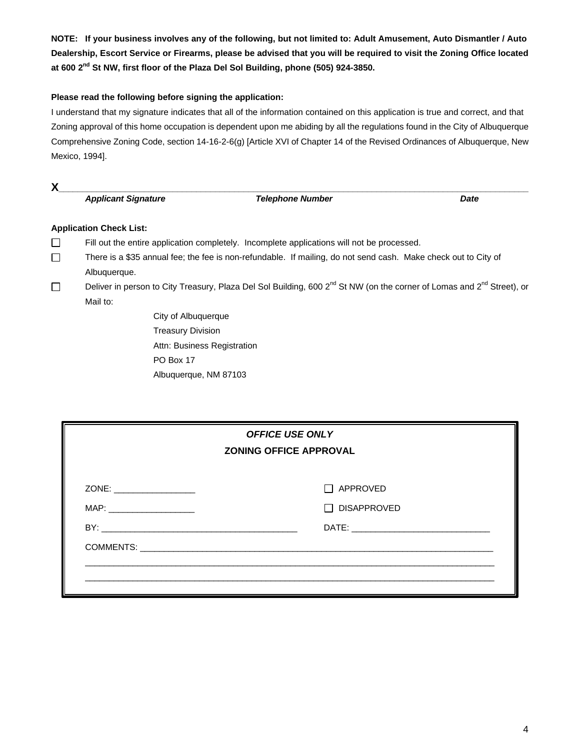**NOTE: If your business involves any of the following, but not limited to: Adult Amusement, Auto Dismantler / Auto Dealership, Escort Service or Firearms, please be advised that you will be required to visit the Zoning Office located at 600 2nd St NW, first floor of the Plaza Del Sol Building, phone (505) 924-3850.**

**Please read the following before signing the application:**

I understand that my signature indicates that all of the information contained on this application is true and correct, and that Zoning approval of this home occupation is dependent upon me abiding by all the regulations found in the City of Albuquerque Comprehensive Zoning Code, section 14-16-2-6(g) [Article XVI of Chapter 14 of the Revised Ordinances of Albuquerque, New Mexico, 1994].

X________________________________________________________________________________

*Applicant Signature* *Telephone Number* *Date*

**Application Check List:**

- ☐ Fill out the entire application completely. Incomplete applications will not be processed.
- ☐ There is a $35 annual fee; the fee is non-refundable. If mailing, do not send cash. Make check out to City of Albuquerque.
- ☐ Deliver in person to City Treasury, Plaza Del Sol Building, 600 2nd St NW (on the corner of Lomas and 2nd Street), or Mail to:

  City of Albuquerque
  Treasury Division
  Attn: Business Registration
  PO Box 17
  Albuquerque, NM 87103

***OFFICE USE ONLY***

**ZONING OFFICE APPROVAL**

ZONE: _________________ ☐ APPROVED

MAP: __________________ ☐ DISAPPROVED

BY: _________________________________________ DATE: _____________________________

COMMENTS: ____________________________________________________________________________

______________________________________________________________________________________

______________________________________________________________________________________